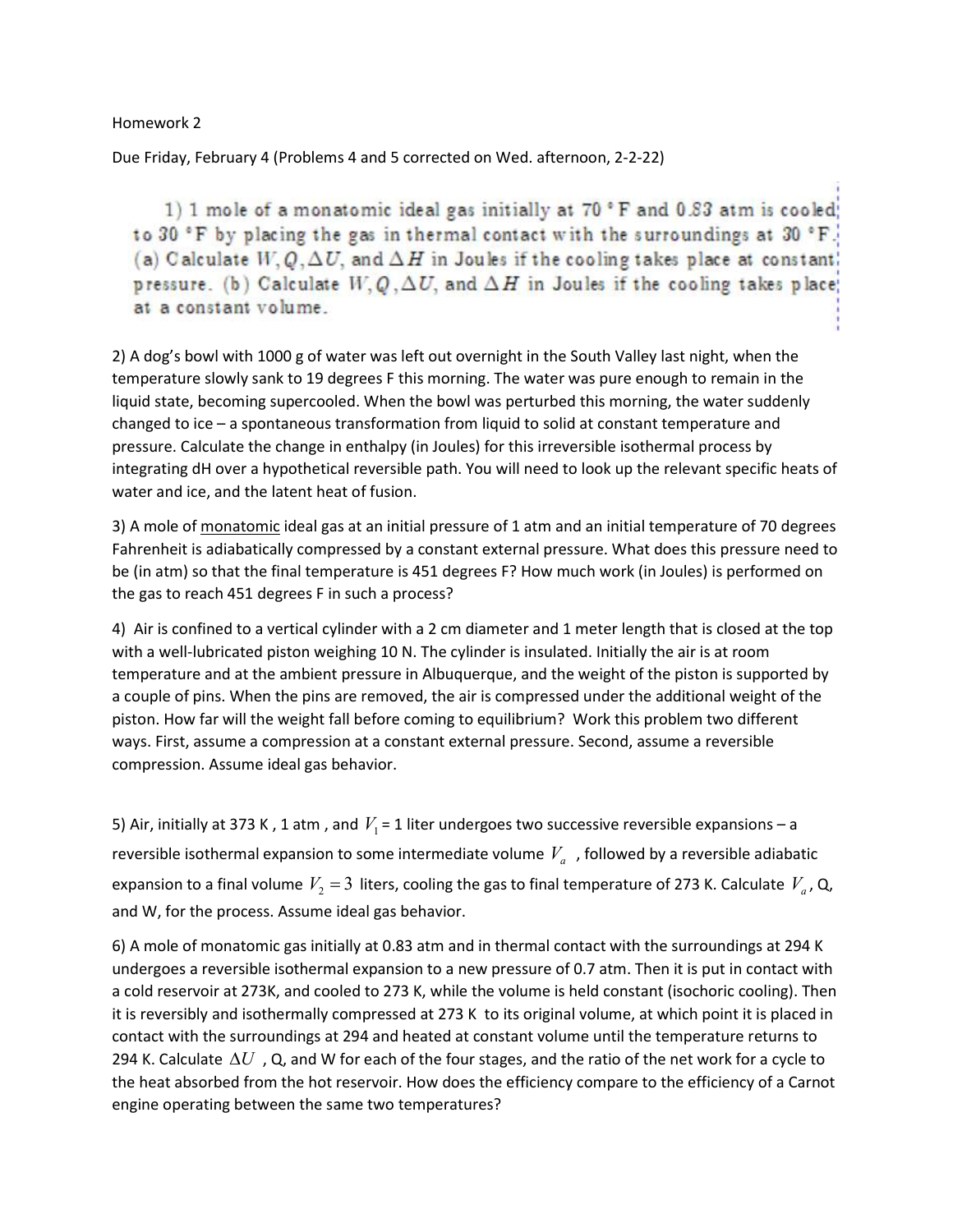Homework 2

Due Friday, February 4 (Problems 4 and 5 corrected on Wed. afternoon, 2-2-22)

1) 1 mole of a monatomic ideal gas initially at 70 °F and 0.83 atm is cooled to 30 °F by placing the gas in thermal contact with the surroundings at 30 °F. (a) Calculate $W, Q, \Delta U$, and $\Delta H$ in Joules if the cooling takes place at constant pressure. (b) Calculate $W, Q, \Delta U$, and $\Delta H$ in Joules if the cooling takes place at a constant volume.

2) A dog's bowl with 1000 g of water was left out overnight in the South Valley last night, when the temperature slowly sank to 19 degrees F this morning. The water was pure enough to remain in the liquid state, becoming supercooled. When the bowl was perturbed this morning, the water suddenly changed to ice – a spontaneous transformation from liquid to solid at constant temperature and pressure. Calculate the change in enthalpy (in Joules) for this irreversible isothermal process by integrating dH over a hypothetical reversible path. You will need to look up the relevant specific heats of water and ice, and the latent heat of fusion.

3) A mole of monatomic ideal gas at an initial pressure of 1 atm and an initial temperature of 70 degrees Fahrenheit is adiabatically compressed by a constant external pressure. What does this pressure need to be (in atm) so that the final temperature is 451 degrees F? How much work (in Joules) is performed on the gas to reach 451 degrees F in such a process?

4) Air is confined to a vertical cylinder with a 2 cm diameter and 1 meter length that is closed at the top with a well-lubricated piston weighing 10 N. The cylinder is insulated. Initially the air is at room temperature and at the ambient pressure in Albuquerque, and the weight of the piston is supported by a couple of pins. When the pins are removed, the air is compressed under the additional weight of the piston. How far will the weight fall before coming to equilibrium? Work this problem two different ways. First, assume a compression at a constant external pressure. Second, assume a reversible compression. Assume ideal gas behavior.

5) Air, initially at 373 K, 1 atm, and $V_1$ = 1 liter undergoes two successive reversible expansions – a reversible isothermal expansion to some intermediate volume $V_a$, followed by a reversible adiabatic expansion to a final volume $V_2 = 3$ liters, cooling the gas to final temperature of 273 K. Calculate $V_a$, Q, and W, for the process. Assume ideal gas behavior.

6) A mole of monatomic gas initially at 0.83 atm and in thermal contact with the surroundings at 294 K undergoes a reversible isothermal expansion to a new pressure of 0.7 atm. Then it is put in contact with a cold reservoir at 273K, and cooled to 273 K, while the volume is held constant (isochoric cooling). Then it is reversibly and isothermally compressed at 273 K to its original volume, at which point it is placed in contact with the surroundings at 294 and heated at constant volume until the temperature returns to 294 K. Calculate $\Delta U$, Q, and W for each of the four stages, and the ratio of the net work for a cycle to the heat absorbed from the hot reservoir. How does the efficiency compare to the efficiency of a Carnot engine operating between the same two temperatures?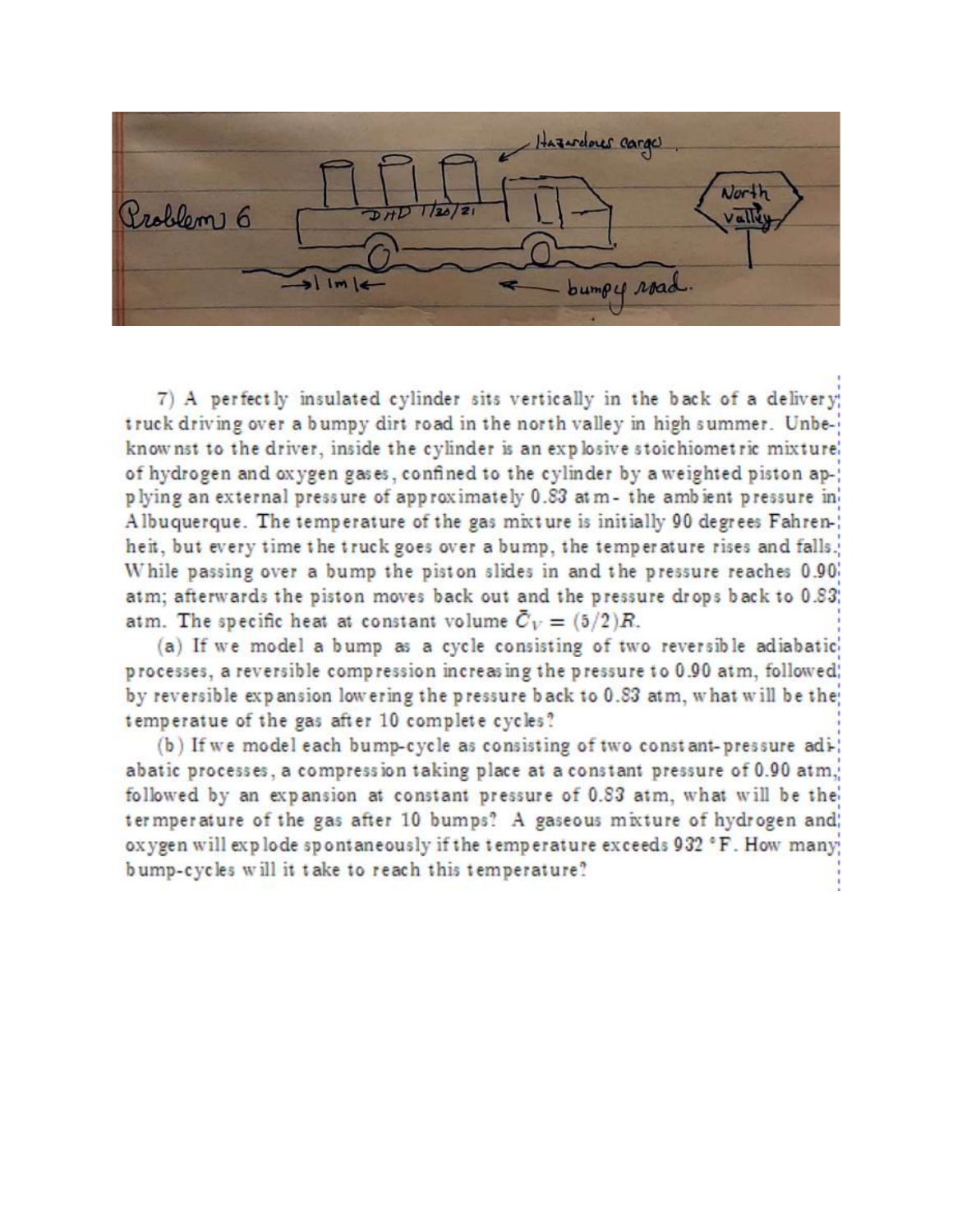Problem 6

Hazardous cargo

DHD 1/20/21

North Valley

1m

bumpy road.

7) A perfectly insulated cylinder sits vertically in the back of a delivery truck driving over a bumpy dirt road in the north valley in high summer. Unbeknownst to the driver, inside the cylinder is an explosive stoichiometric mixture of hydrogen and oxygen gases, confined to the cylinder by a weighted piston applying an external pressure of approximately 0.83 atm - the ambient pressure in Albuquerque. The temperature of the gas mixture is initially 90 degrees Fahrenheit, but every time the truck goes over a bump, the temperature rises and falls. While passing over a bump the piston slides in and the pressure reaches 0.90 atm; afterwards the piston moves back out and the pressure drops back to 0.83 atm. The specific heat at constant volume $\bar{C}_V = (5/2)R$.

(a) If we model a bump as a cycle consisting of two reversible adiabatic processes, a reversible compression increasing the pressure to 0.90 atm, followed by reversible expansion lowering the pressure back to 0.83 atm, what will be the temperatue of the gas after 10 complete cycles?

(b) If we model each bump-cycle as consisting of two constant-pressure adiabatic processes, a compression taking place at a constant pressure of 0.90 atm, followed by an expansion at constant pressure of 0.83 atm, what will be the termperature of the gas after 10 bumps? A gaseous mixture of hydrogen and oxygen will explode spontaneously if the temperature exceeds 932 °F. How many bump-cycles will it take to reach this temperature?